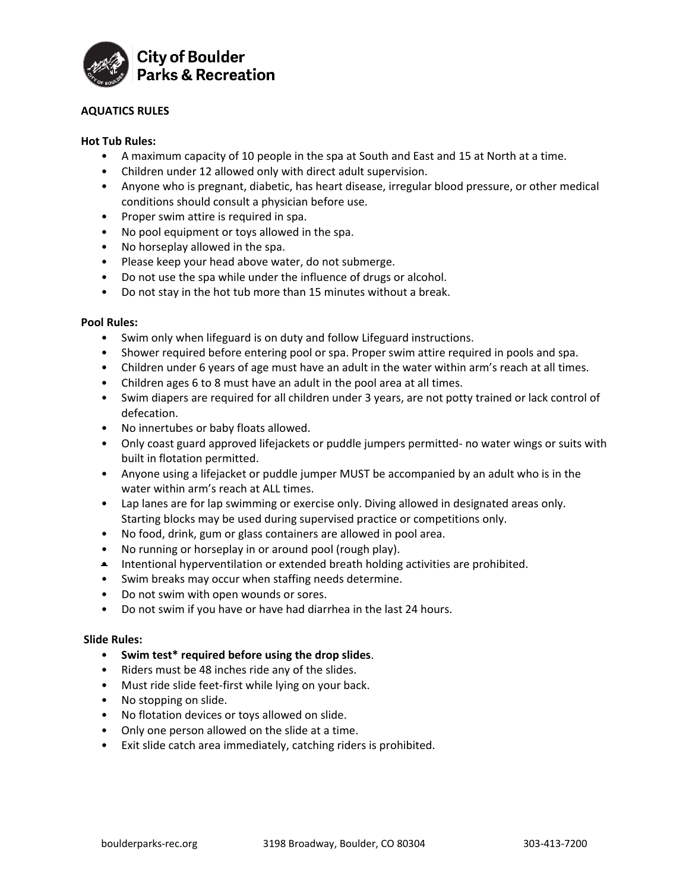City of Boulder
Parks & Recreation

# AQUATICS RULES

## Hot Tub Rules:

- A maximum capacity of 10 people in the spa at South and East and 15 at North at a time.
- Children under 12 allowed only with direct adult supervision.
- Anyone who is pregnant, diabetic, has heart disease, irregular blood pressure, or other medical conditions should consult a physician before use.
- Proper swim attire is required in spa.
- No pool equipment or toys allowed in the spa.
- No horseplay allowed in the spa.
- Please keep your head above water, do not submerge.
- Do not use the spa while under the influence of drugs or alcohol.
- Do not stay in the hot tub more than 15 minutes without a break.

## Pool Rules:

- Swim only when lifeguard is on duty and follow Lifeguard instructions.
- Shower required before entering pool or spa. Proper swim attire required in pools and spa.
- Children under 6 years of age must have an adult in the water within arm's reach at all times.
- Children ages 6 to 8 must have an adult in the pool area at all times.
- Swim diapers are required for all children under 3 years, are not potty trained or lack control of defecation.
- No innertubes or baby floats allowed.
- Only coast guard approved lifejackets or puddle jumpers permitted- no water wings or suits with built in flotation permitted.
- Anyone using a lifejacket or puddle jumper MUST be accompanied by an adult who is in the water within arm's reach at ALL times.
- Lap lanes are for lap swimming or exercise only. Diving allowed in designated areas only. Starting blocks may be used during supervised practice or competitions only.
- No food, drink, gum or glass containers are allowed in pool area.
- No running or horseplay in or around pool (rough play).
- Intentional hyperventilation or extended breath holding activities are prohibited.
- Swim breaks may occur when staffing needs determine.
- Do not swim with open wounds or sores.
- Do not swim if you have or have had diarrhea in the last 24 hours.

## Slide Rules:

- **Swim test* required before using the drop slides**.
- Riders must be 48 inches ride any of the slides.
- Must ride slide feet-first while lying on your back.
- No stopping on slide.
- No flotation devices or toys allowed on slide.
- Only one person allowed on the slide at a time.
- Exit slide catch area immediately, catching riders is prohibited.

boulderparks-rec.org 3198 Broadway, Boulder, CO 80304 303-413-7200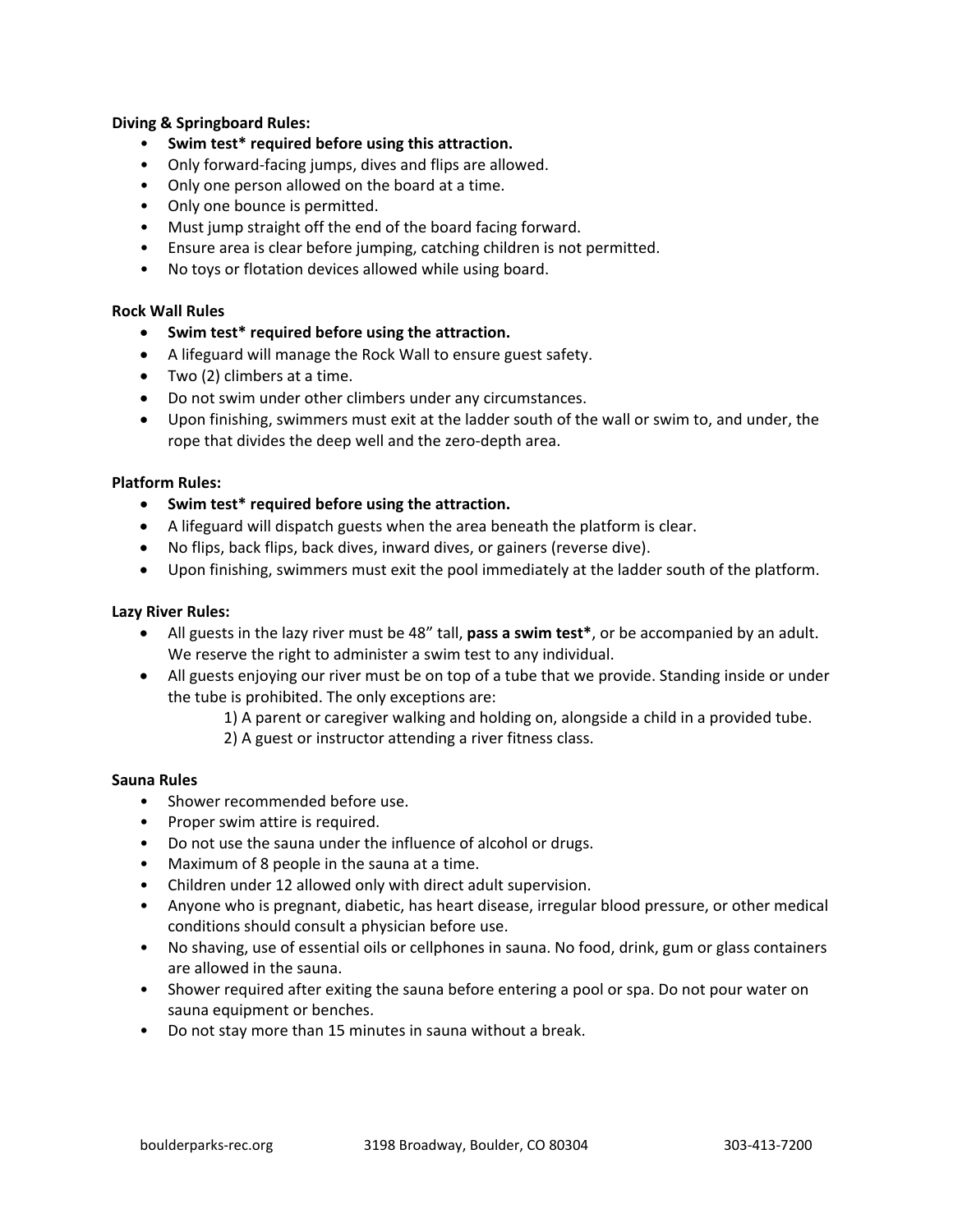**Diving & Springboard Rules:**

- **Swim test* required before using this attraction.**
- Only forward-facing jumps, dives and flips are allowed.
- Only one person allowed on the board at a time.
- Only one bounce is permitted.
- Must jump straight off the end of the board facing forward.
- Ensure area is clear before jumping, catching children is not permitted.
- No toys or flotation devices allowed while using board.

**Rock Wall Rules**

- **Swim test* required before using the attraction.**
- A lifeguard will manage the Rock Wall to ensure guest safety.
- Two (2) climbers at a time.
- Do not swim under other climbers under any circumstances.
- Upon finishing, swimmers must exit at the ladder south of the wall or swim to, and under, the rope that divides the deep well and the zero-depth area.

**Platform Rules:**

- **Swim test* required before using the attraction.**
- A lifeguard will dispatch guests when the area beneath the platform is clear.
- No flips, back flips, back dives, inward dives, or gainers (reverse dive).
- Upon finishing, swimmers must exit the pool immediately at the ladder south of the platform.

**Lazy River Rules:**

- All guests in the lazy river must be 48” tall, **pass a swim test***, or be accompanied by an adult. We reserve the right to administer a swim test to any individual.
- All guests enjoying our river must be on top of a tube that we provide. Standing inside or under the tube is prohibited. The only exceptions are:
  1) A parent or caregiver walking and holding on, alongside a child in a provided tube.
  2) A guest or instructor attending a river fitness class.

**Sauna Rules**

- Shower recommended before use.
- Proper swim attire is required.
- Do not use the sauna under the influence of alcohol or drugs.
- Maximum of 8 people in the sauna at a time.
- Children under 12 allowed only with direct adult supervision.
- Anyone who is pregnant, diabetic, has heart disease, irregular blood pressure, or other medical conditions should consult a physician before use.
- No shaving, use of essential oils or cellphones in sauna. No food, drink, gum or glass containers are allowed in the sauna.
- Shower required after exiting the sauna before entering a pool or spa. Do not pour water on sauna equipment or benches.
- Do not stay more than 15 minutes in sauna without a break.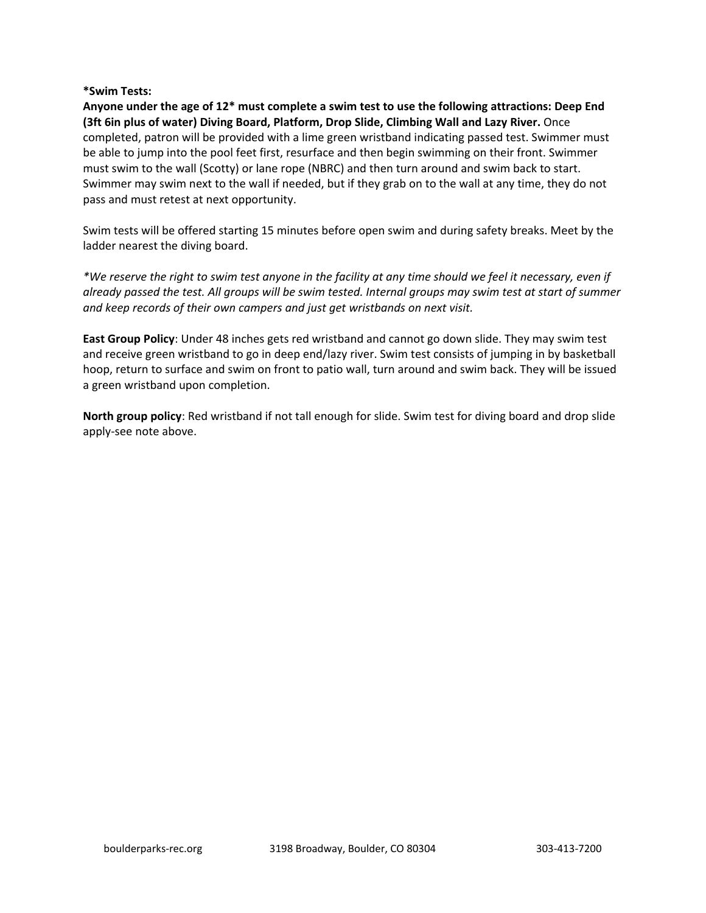**\*Swim Tests:**

**Anyone under the age of 12\* must complete a swim test to use the following attractions: Deep End (3ft 6in plus of water) Diving Board, Platform, Drop Slide, Climbing Wall and Lazy River.** Once completed, patron will be provided with a lime green wristband indicating passed test. Swimmer must be able to jump into the pool feet first, resurface and then begin swimming on their front. Swimmer must swim to the wall (Scotty) or lane rope (NBRC) and then turn around and swim back to start. Swimmer may swim next to the wall if needed, but if they grab on to the wall at any time, they do not pass and must retest at next opportunity.

Swim tests will be offered starting 15 minutes before open swim and during safety breaks. Meet by the ladder nearest the diving board.

*\*We reserve the right to swim test anyone in the facility at any time should we feel it necessary, even if already passed the test. All groups will be swim tested. Internal groups may swim test at start of summer and keep records of their own campers and just get wristbands on next visit.*

**East Group Policy**: Under 48 inches gets red wristband and cannot go down slide. They may swim test and receive green wristband to go in deep end/lazy river. Swim test consists of jumping in by basketball hoop, return to surface and swim on front to patio wall, turn around and swim back. They will be issued a green wristband upon completion.

**North group policy**: Red wristband if not tall enough for slide. Swim test for diving board and drop slide apply-see note above.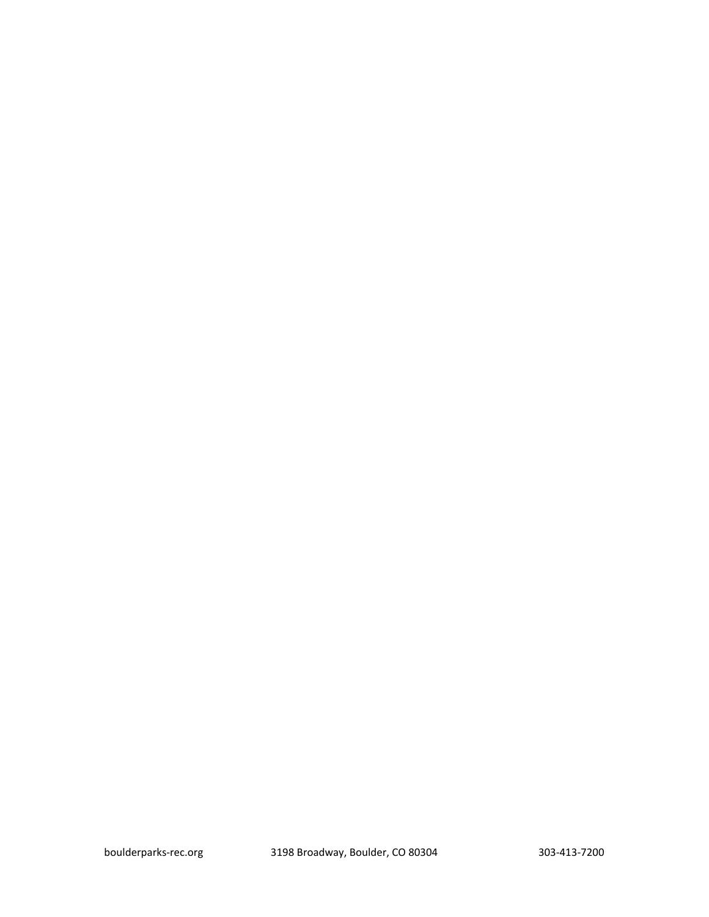boulderparks-rec.org 3198 Broadway, Boulder, CO 80304 303-413-7200